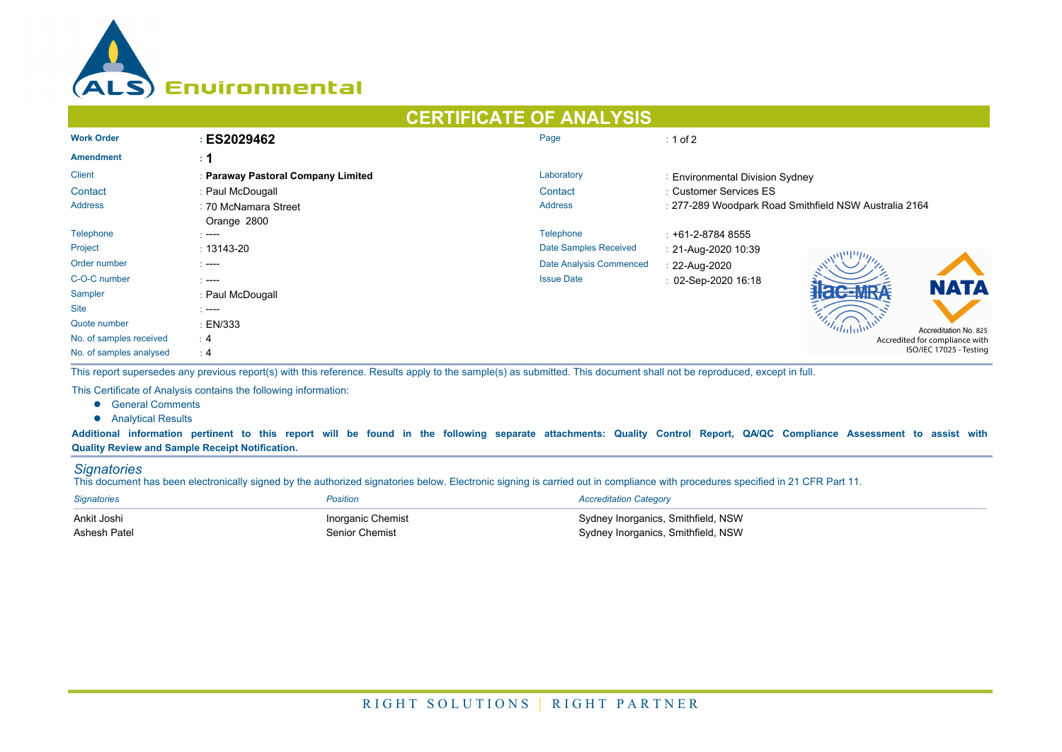ALS Environmental

# CERTIFICATE OF ANALYSIS

| | | | |
|---|---|---|---|
| **Work Order** | : **ES2029462** | Page | : 1 of 2 |
| **Amendment** | : **1** | | |
| Client | : **Paraway Pastoral Company Limited** | Laboratory | : Environmental Division Sydney |
| Contact | : Paul McDougall | Contact | : Customer Services ES |
| Address | : 70 McNamara Street Orange 2800 | Address | : 277-289 Woodpark Road Smithfield NSW Australia 2164 |
| Telephone | : ---- | Telephone | : +61-2-8784 8555 |
| Project | : 13143-20 | Date Samples Received | : 21-Aug-2020 10:39 |
| Order number | : ---- | Date Analysis Commenced | : 22-Aug-2020 |
| C-O-C number | : ---- | Issue Date | : 02-Sep-2020 16:18 |
| Sampler | : Paul McDougall | | |
| Site | : ---- | | |
| Quote number | : EN/333 | | |
| No. of samples received | : 4 | | |
| No. of samples analysed | : 4 | | |

NATA Accreditation No. 825
Accredited for compliance with ISO/IEC 17025 - Testing

This report supersedes any previous report(s) with this reference. Results apply to the sample(s) as submitted. This document shall not be reproduced, except in full.

This Certificate of Analysis contains the following information:

- General Comments
- Analytical Results

**Additional information pertinent to this report will be found in the following separate attachments: Quality Control Report, QA/QC Compliance Assessment to assist with Quality Review and Sample Receipt Notification.**

## *Signatories*

This document has been electronically signed by the authorized signatories below. Electronic signing is carried out in compliance with procedures specified in 21 CFR Part 11.

| *Signatories* | *Position* | *Accreditation Category* |
|---|---|---|
| Ankit Joshi | Inorganic Chemist | Sydney Inorganics, Smithfield, NSW |
| Ashesh Patel | Senior Chemist | Sydney Inorganics, Smithfield, NSW |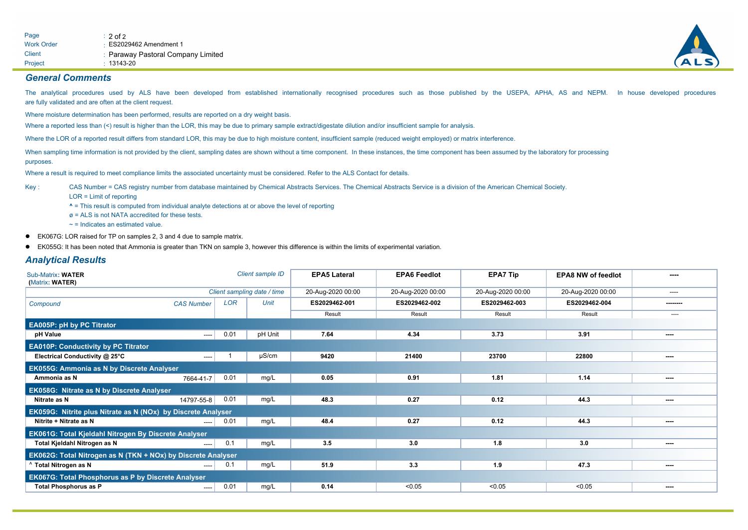Page : 2 of 2
Work Order : ES2029462 Amendment 1
Client : Paraway Pastoral Company Limited
Project : 13143-20

## General Comments

The analytical procedures used by ALS have been developed from established internationally recognised procedures such as those published by the USEPA, APHA, AS and NEPM. In house developed procedures are fully validated and are often at the client request.

Where moisture determination has been performed, results are reported on a dry weight basis.

Where a reported less than (<) result is higher than the LOR, this may be due to primary sample extract/digestate dilution and/or insufficient sample for analysis.

Where the LOR of a reported result differs from standard LOR, this may be due to high moisture content, insufficient sample (reduced weight employed) or matrix interference.

When sampling time information is not provided by the client, sampling dates are shown without a time component. In these instances, the time component has been assumed by the laboratory for processing purposes.

Where a result is required to meet compliance limits the associated uncertainty must be considered. Refer to the ALS Contact for details.

Key : CAS Number = CAS registry number from database maintained by Chemical Abstracts Services. The Chemical Abstracts Service is a division of the American Chemical Society.
LOR = Limit of reporting
^ = This result is computed from individual analyte detections at or above the level of reporting
ø = ALS is not NATA accredited for these tests.
~ = Indicates an estimated value.

- EK067G: LOR raised for TP on samples 2, 3 and 4 due to sample matrix.
- EK055G: It has been noted that Ammonia is greater than TKN on sample 3, however this difference is within the limits of experimental variation.

## Analytical Results

| Sub-Matrix: WATER (Matrix: WATER) | | | Client sample ID | EPA5 Lateral | EPA6 Feedlot | EPA7 Tip | EPA8 NW of feedlot | ---- |
|---|---|---|---|---|---|---|---|---|
| | | | Client sampling date / time | 20-Aug-2020 00:00 | 20-Aug-2020 00:00 | 20-Aug-2020 00:00 | 20-Aug-2020 00:00 | ---- |
| Compound | CAS Number | LOR | Unit | ES2029462-001 | ES2029462-002 | ES2029462-003 | ES2029462-004 | -------- |
| | | | | Result | Result | Result | Result | ---- |
| **EA005P: pH by PC Titrator** | | | | | | | | |
| pH Value | ---- | 0.01 | pH Unit | 7.64 | 4.34 | 3.73 | 3.91 | ---- |
| **EA010P: Conductivity by PC Titrator** | | | | | | | | |
| Electrical Conductivity @ 25°C | ---- | 1 | µS/cm | 9420 | 21400 | 23700 | 22800 | ---- |
| **EK055G: Ammonia as N by Discrete Analyser** | | | | | | | | |
| Ammonia as N | 7664-41-7 | 0.01 | mg/L | 0.05 | 0.91 | 1.81 | 1.14 | ---- |
| **EK058G: Nitrate as N by Discrete Analyser** | | | | | | | | |
| Nitrate as N | 14797-55-8 | 0.01 | mg/L | 48.3 | 0.27 | 0.12 | 44.3 | ---- |
| **EK059G: Nitrite plus Nitrate as N (NOx) by Discrete Analyser** | | | | | | | | |
| Nitrite + Nitrate as N | ---- | 0.01 | mg/L | 48.4 | 0.27 | 0.12 | 44.3 | ---- |
| **EK061G: Total Kjeldahl Nitrogen By Discrete Analyser** | | | | | | | | |
| Total Kjeldahl Nitrogen as N | ---- | 0.1 | mg/L | 3.5 | 3.0 | 1.8 | 3.0 | ---- |
| **EK062G: Total Nitrogen as N (TKN + NOx) by Discrete Analyser** | | | | | | | | |
| ^ Total Nitrogen as N | ---- | 0.1 | mg/L | 51.9 | 3.3 | 1.9 | 47.3 | ---- |
| **EK067G: Total Phosphorus as P by Discrete Analyser** | | | | | | | | |
| Total Phosphorus as P | ---- | 0.01 | mg/L | 0.14 | <0.05 | <0.05 | <0.05 | ---- |